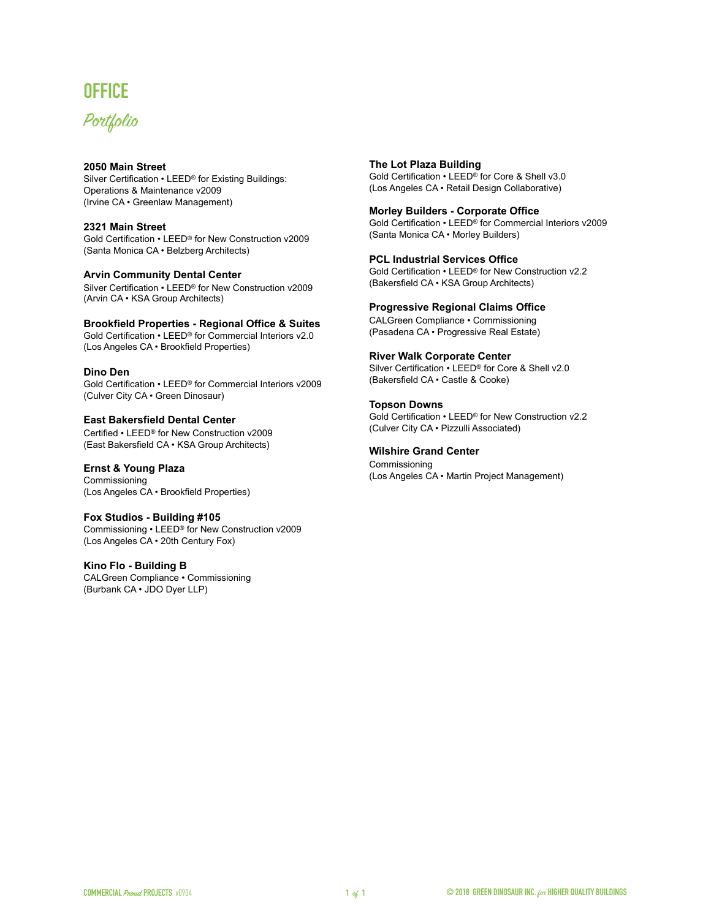# OFFICE

## *Portfolio*

**2050 Main Street**
Silver Certification • LEED® for Existing Buildings: Operations & Maintenance v2009
(Irvine CA • Greenlaw Management)

**2321 Main Street**
Gold Certification • LEED® for New Construction v2009
(Santa Monica CA • Belzberg Architects)

**Arvin Community Dental Center**
Silver Certification • LEED® for New Construction v2009
(Arvin CA • KSA Group Architects)

**Brookfield Properties - Regional Office & Suites**
Gold Certification • LEED® for Commercial Interiors v2.0
(Los Angeles CA • Brookfield Properties)

**Dino Den**
Gold Certification • LEED® for Commercial Interiors v2009
(Culver City CA • Green Dinosaur)

**East Bakersfield Dental Center**
Certified • LEED® for New Construction v2009
(East Bakersfield CA • KSA Group Architects)

**Ernst & Young Plaza**
Commissioning
(Los Angeles CA • Brookfield Properties)

**Fox Studios - Building #105**
Commissioning • LEED® for New Construction v2009
(Los Angeles CA • 20th Century Fox)

**Kino Flo - Building B**
CALGreen Compliance • Commissioning
(Burbank CA • JDO Dyer LLP)

**The Lot Plaza Building**
Gold Certification • LEED® for Core & Shell v3.0
(Los Angeles CA • Retail Design Collaborative)

**Morley Builders - Corporate Office**
Gold Certification • LEED® for Commercial Interiors v2009
(Santa Monica CA • Morley Builders)

**PCL Industrial Services Office**
Gold Certification • LEED® for New Construction v2.2
(Bakersfield CA • KSA Group Architects)

**Progressive Regional Claims Office**
CALGreen Compliance • Commissioning
(Pasadena CA • Progressive Real Estate)

**River Walk Corporate Center**
Silver Certification • LEED® for Core & Shell v2.0
(Bakersfield CA • Castle & Cooke)

**Topson Downs**
Gold Certification • LEED® for New Construction v2.2
(Culver City CA • Pizzulli Associated)

**Wilshire Grand Center**
Commissioning
(Los Angeles CA • Martin Project Management)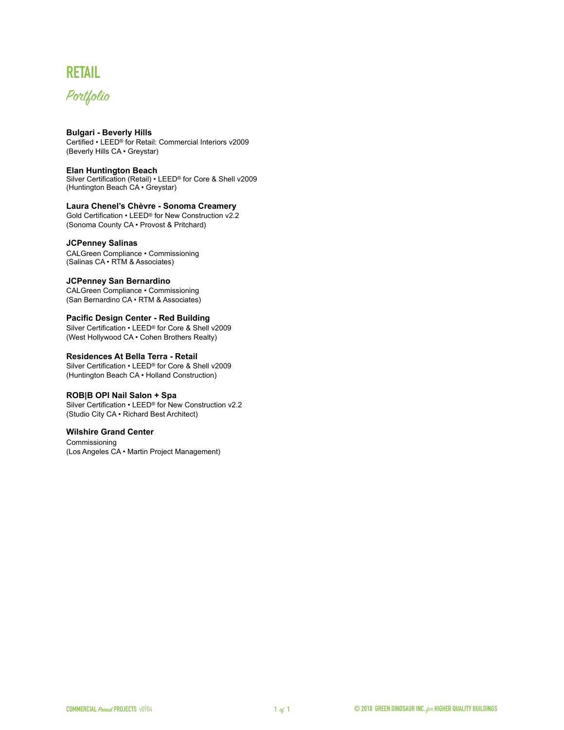# RETAIL

## *Portfolio*

**Bulgari - Beverly Hills**
Certified • LEED® for Retail: Commercial Interiors v2009
(Beverly Hills CA • Greystar)

**Elan Huntington Beach**
Silver Certification (Retail) • LEED® for Core & Shell v2009
(Huntington Beach CA • Greystar)

**Laura Chenel's Chèvre - Sonoma Creamery**
Gold Certification • LEED® for New Construction v2.2
(Sonoma County CA • Provost & Pritchard)

**JCPenney Salinas**
CALGreen Compliance • Commissioning
(Salinas CA • RTM & Associates)

**JCPenney San Bernardino**
CALGreen Compliance • Commissioning
(San Bernardino CA • RTM & Associates)

**Pacific Design Center - Red Building**
Silver Certification • LEED® for Core & Shell v2009
(West Hollywood CA • Cohen Brothers Realty)

**Residences At Bella Terra - Retail**
Silver Certification • LEED® for Core & Shell v2009
(Huntington Beach CA • Holland Construction)

**ROB|B OPI Nail Salon + Spa**
Silver Certification • LEED® for New Construction v2.2
(Studio City CA • Richard Best Architect)

**Wilshire Grand Center**
Commissioning
(Los Angeles CA • Martin Project Management)